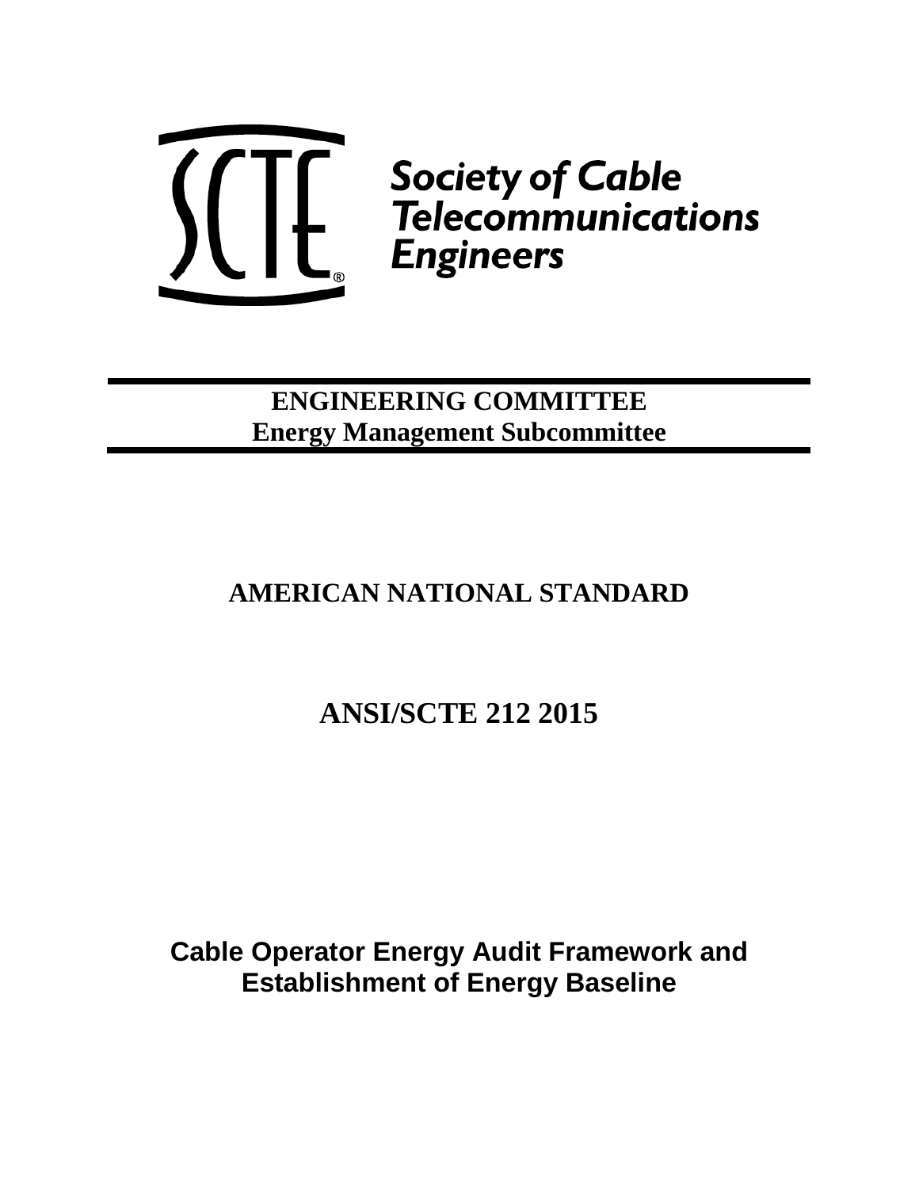SCTE®

**Society of Cable Telecommunications Engineers**

**ENGINEERING COMMITTEE**
**Energy Management Subcommittee**

# AMERICAN NATIONAL STANDARD

# ANSI/SCTE 212 2015

# Cable Operator Energy Audit Framework and Establishment of Energy Baseline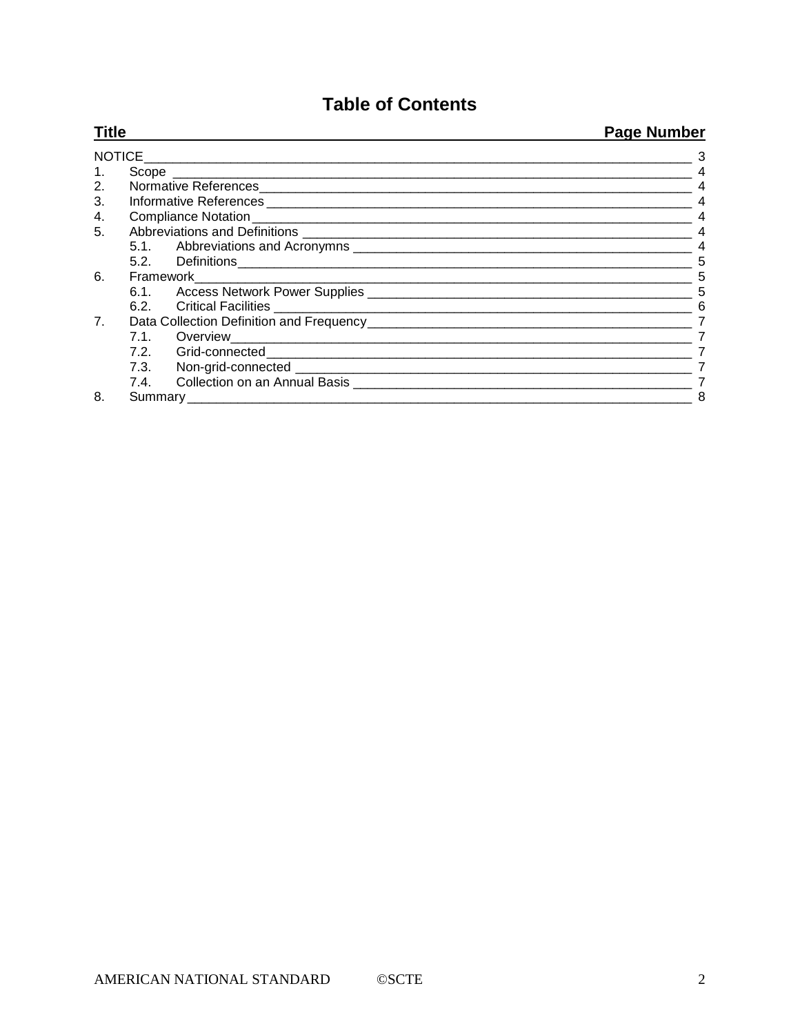# Table of Contents

| Title | | Page Number |
|---|---|---|
| NOTICE | | 3 |
| 1. | Scope | 4 |
| 2. | Normative References | 4 |
| 3. | Informative References | 4 |
| 4. | Compliance Notation | 4 |
| 5. | Abbreviations and Definitions | 4 |
| | 5.1. Abbreviations and Acronymns | 4 |
| | 5.2. Definitions | 5 |
| 6. | Framework | 5 |
| | 6.1. Access Network Power Supplies | 5 |
| | 6.2. Critical Facilities | 6 |
| 7. | Data Collection Definition and Frequency | 7 |
| | 7.1. Overview | 7 |
| | 7.2. Grid-connected | 7 |
| | 7.3. Non-grid-connected | 7 |
| | 7.4. Collection on an Annual Basis | 7 |
| 8. | Summary | 8 |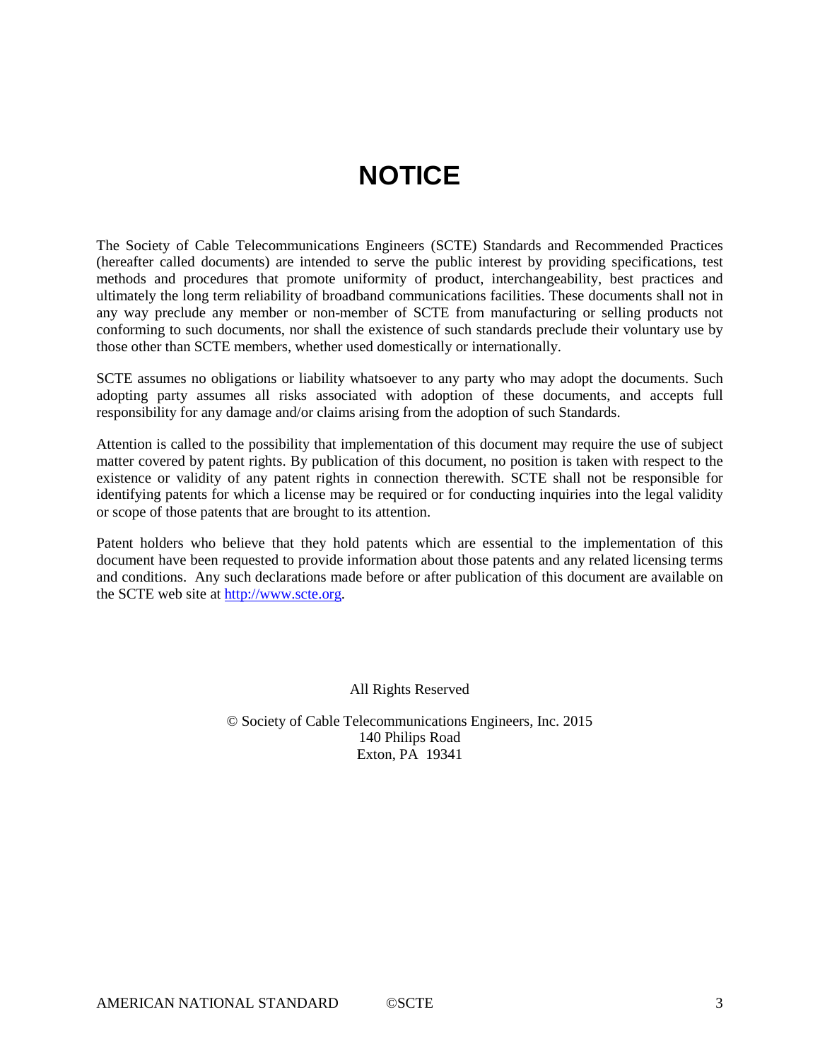# NOTICE

The Society of Cable Telecommunications Engineers (SCTE) Standards and Recommended Practices (hereafter called documents) are intended to serve the public interest by providing specifications, test methods and procedures that promote uniformity of product, interchangeability, best practices and ultimately the long term reliability of broadband communications facilities. These documents shall not in any way preclude any member or non-member of SCTE from manufacturing or selling products not conforming to such documents, nor shall the existence of such standards preclude their voluntary use by those other than SCTE members, whether used domestically or internationally.

SCTE assumes no obligations or liability whatsoever to any party who may adopt the documents. Such adopting party assumes all risks associated with adoption of these documents, and accepts full responsibility for any damage and/or claims arising from the adoption of such Standards.

Attention is called to the possibility that implementation of this document may require the use of subject matter covered by patent rights. By publication of this document, no position is taken with respect to the existence or validity of any patent rights in connection therewith. SCTE shall not be responsible for identifying patents for which a license may be required or for conducting inquiries into the legal validity or scope of those patents that are brought to its attention.

Patent holders who believe that they hold patents which are essential to the implementation of this document have been requested to provide information about those patents and any related licensing terms and conditions. Any such declarations made before or after publication of this document are available on the SCTE web site at [http://www.scte.org](http://www.scte.org).

All Rights Reserved

© Society of Cable Telecommunications Engineers, Inc. 2015
140 Philips Road
Exton, PA 19341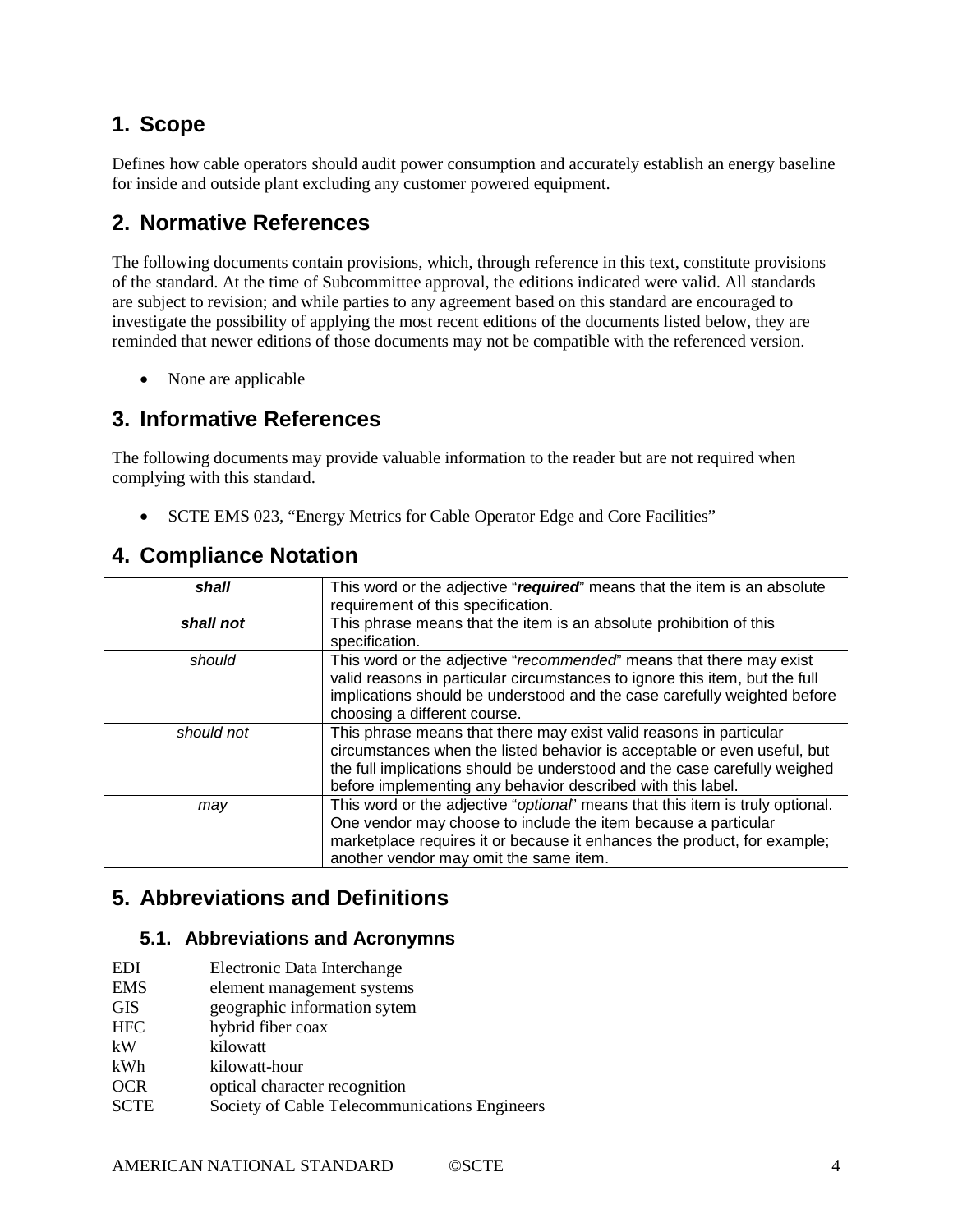## 1. Scope

Defines how cable operators should audit power consumption and accurately establish an energy baseline for inside and outside plant excluding any customer powered equipment.

## 2. Normative References

The following documents contain provisions, which, through reference in this text, constitute provisions of the standard. At the time of Subcommittee approval, the editions indicated were valid. All standards are subject to revision; and while parties to any agreement based on this standard are encouraged to investigate the possibility of applying the most recent editions of the documents listed below, they are reminded that newer editions of those documents may not be compatible with the referenced version.

- None are applicable

## 3. Informative References

The following documents may provide valuable information to the reader but are not required when complying with this standard.

- SCTE EMS 023, "Energy Metrics for Cable Operator Edge and Core Facilities"

## 4. Compliance Notation

| | |
|---|---|
| ***shall*** | This word or the adjective "***required***" means that the item is an absolute requirement of this specification. |
| ***shall not*** | This phrase means that the item is an absolute prohibition of this specification. |
| *should* | This word or the adjective "*recommended*" means that there may exist valid reasons in particular circumstances to ignore this item, but the full implications should be understood and the case carefully weighted before choosing a different course. |
| *should not* | This phrase means that there may exist valid reasons in particular circumstances when the listed behavior is acceptable or even useful, but the full implications should be understood and the case carefully weighed before implementing any behavior described with this label. |
| *may* | This word or the adjective "*optional*" means that this item is truly optional. One vendor may choose to include the item because a particular marketplace requires it or because it enhances the product, for example; another vendor may omit the same item. |

## 5. Abbreviations and Definitions

### 5.1. Abbreviations and Acronymns

| | |
|---|---|
| EDI | Electronic Data Interchange |
| EMS | element management systems |
| GIS | geographic information sytem |
| HFC | hybrid fiber coax |
| kW | kilowatt |
| kWh | kilowatt-hour |
| OCR | optical character recognition |
| SCTE | Society of Cable Telecommunications Engineers |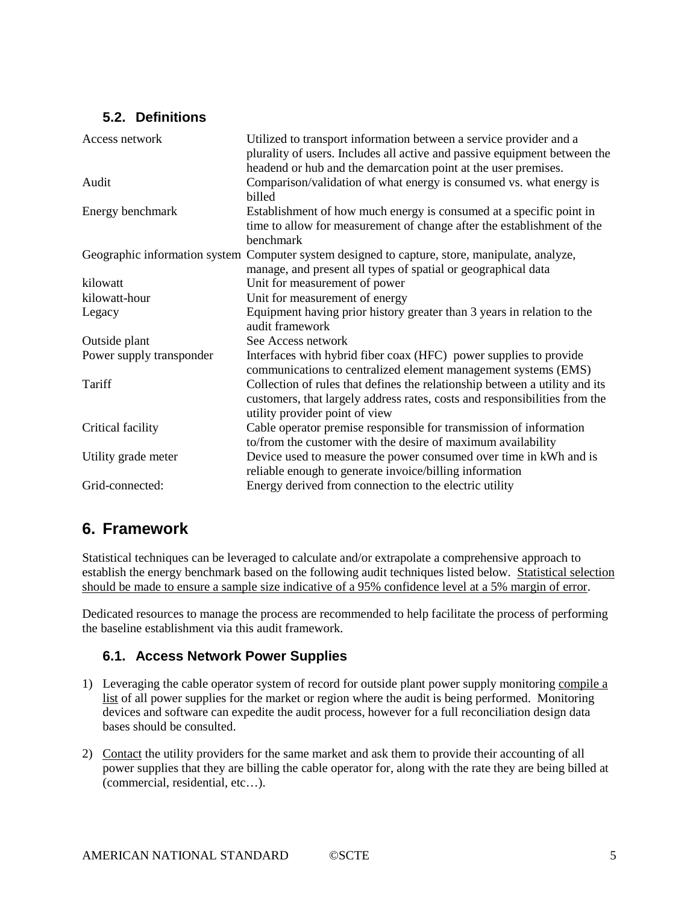### 5.2. Definitions

| Term | Definition |
| --- | --- |
| Access network | Utilized to transport information between a service provider and a plurality of users. Includes all active and passive equipment between the headend or hub and the demarcation point at the user premises. |
| Audit | Comparison/validation of what energy is consumed vs. what energy is billed |
| Energy benchmark | Establishment of how much energy is consumed at a specific point in time to allow for measurement of change after the establishment of the benchmark |
| Geographic information system | Computer system designed to capture, store, manipulate, analyze, manage, and present all types of spatial or geographical data |
| kilowatt | Unit for measurement of power |
| kilowatt-hour | Unit for measurement of energy |
| Legacy | Equipment having prior history greater than 3 years in relation to the audit framework |
| Outside plant | See Access network |
| Power supply transponder | Interfaces with hybrid fiber coax (HFC) power supplies to provide communications to centralized element management systems (EMS) |
| Tariff | Collection of rules that defines the relationship between a utility and its customers, that largely address rates, costs and responsibilities from the utility provider point of view |
| Critical facility | Cable operator premise responsible for transmission of information to/from the customer with the desire of maximum availability |
| Utility grade meter | Device used to measure the power consumed over time in kWh and is reliable enough to generate invoice/billing information |
| Grid-connected: | Energy derived from connection to the electric utility |

## 6. Framework

Statistical techniques can be leveraged to calculate and/or extrapolate a comprehensive approach to establish the energy benchmark based on the following audit techniques listed below. <u>Statistical selection should be made to ensure a sample size indicative of a 95% confidence level at a 5% margin of error</u>.

Dedicated resources to manage the process are recommended to help facilitate the process of performing the baseline establishment via this audit framework.

### 6.1. Access Network Power Supplies

1) Leveraging the cable operator system of record for outside plant power supply monitoring <u>compile a list</u> of all power supplies for the market or region where the audit is being performed. Monitoring devices and software can expedite the audit process, however for a full reconciliation design data bases should be consulted.

2) <u>Contact</u> the utility providers for the same market and ask them to provide their accounting of all power supplies that they are billing the cable operator for, along with the rate they are being billed at (commercial, residential, etc…).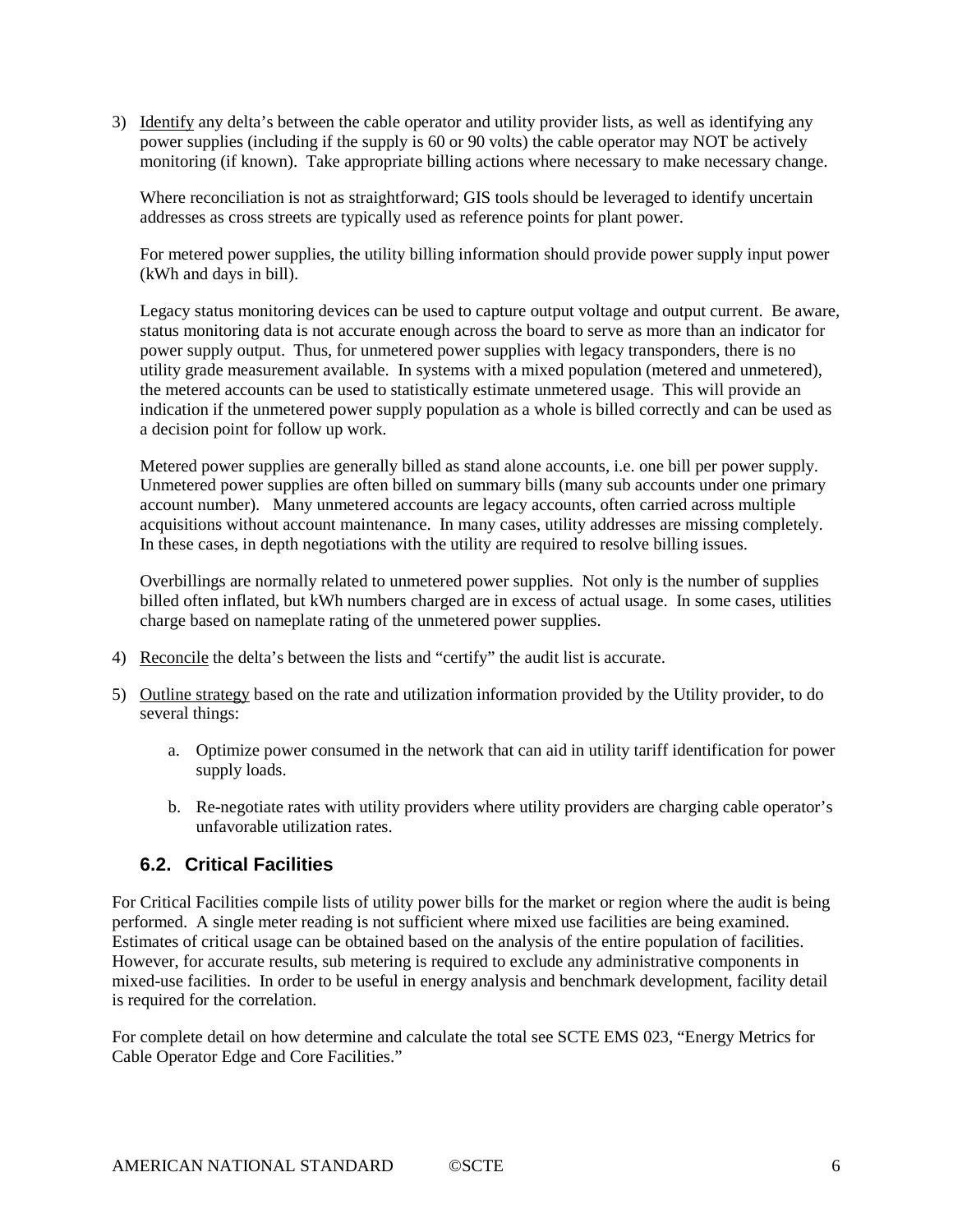3) <u>Identify</u> any delta's between the cable operator and utility provider lists, as well as identifying any power supplies (including if the supply is 60 or 90 volts) the cable operator may NOT be actively monitoring (if known). Take appropriate billing actions where necessary to make necessary change.

   Where reconciliation is not as straightforward; GIS tools should be leveraged to identify uncertain addresses as cross streets are typically used as reference points for plant power.

   For metered power supplies, the utility billing information should provide power supply input power (kWh and days in bill).

   Legacy status monitoring devices can be used to capture output voltage and output current. Be aware, status monitoring data is not accurate enough across the board to serve as more than an indicator for power supply output. Thus, for unmetered power supplies with legacy transponders, there is no utility grade measurement available. In systems with a mixed population (metered and unmetered), the metered accounts can be used to statistically estimate unmetered usage. This will provide an indication if the unmetered power supply population as a whole is billed correctly and can be used as a decision point for follow up work.

   Metered power supplies are generally billed as stand alone accounts, i.e. one bill per power supply. Unmetered power supplies are often billed on summary bills (many sub accounts under one primary account number). Many unmetered accounts are legacy accounts, often carried across multiple acquisitions without account maintenance. In many cases, utility addresses are missing completely. In these cases, in depth negotiations with the utility are required to resolve billing issues.

   Overbillings are normally related to unmetered power supplies. Not only is the number of supplies billed often inflated, but kWh numbers charged are in excess of actual usage. In some cases, utilities charge based on nameplate rating of the unmetered power supplies.

4) <u>Reconcile</u> the delta's between the lists and "certify" the audit list is accurate.

5) <u>Outline strategy</u> based on the rate and utilization information provided by the Utility provider, to do several things:

   a. Optimize power consumed in the network that can aid in utility tariff identification for power supply loads.

   b. Re-negotiate rates with utility providers where utility providers are charging cable operator's unfavorable utilization rates.

## 6.2. Critical Facilities

For Critical Facilities compile lists of utility power bills for the market or region where the audit is being performed. A single meter reading is not sufficient where mixed use facilities are being examined. Estimates of critical usage can be obtained based on the analysis of the entire population of facilities. However, for accurate results, sub metering is required to exclude any administrative components in mixed-use facilities. In order to be useful in energy analysis and benchmark development, facility detail is required for the correlation.

For complete detail on how determine and calculate the total see SCTE EMS 023, "Energy Metrics for Cable Operator Edge and Core Facilities."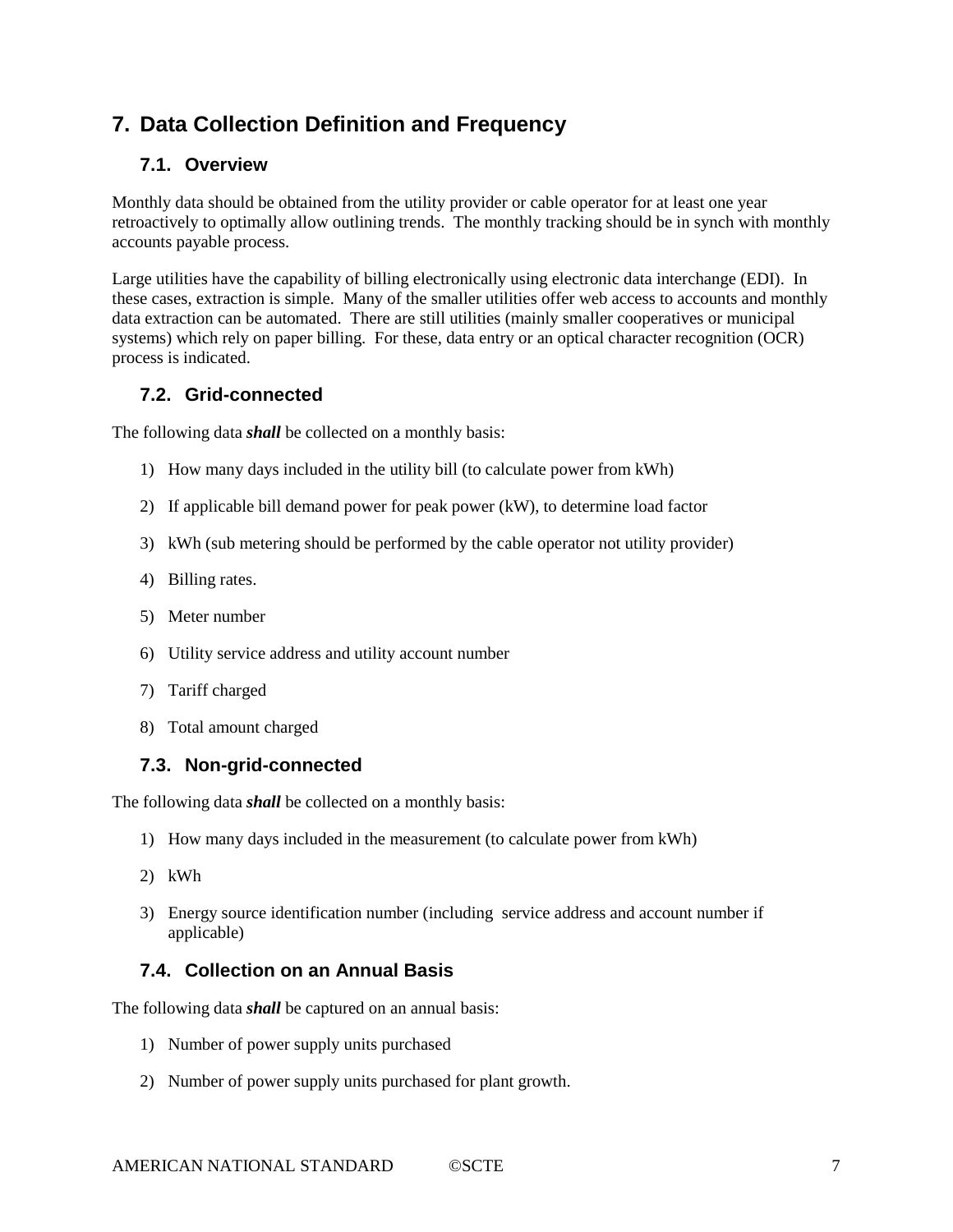# 7. Data Collection Definition and Frequency

## 7.1. Overview

Monthly data should be obtained from the utility provider or cable operator for at least one year retroactively to optimally allow outlining trends. The monthly tracking should be in synch with monthly accounts payable process.

Large utilities have the capability of billing electronically using electronic data interchange (EDI). In these cases, extraction is simple. Many of the smaller utilities offer web access to accounts and monthly data extraction can be automated. There are still utilities (mainly smaller cooperatives or municipal systems) which rely on paper billing. For these, data entry or an optical character recognition (OCR) process is indicated.

## 7.2. Grid-connected

The following data ***shall*** be collected on a monthly basis:

1) How many days included in the utility bill (to calculate power from kWh)
2) If applicable bill demand power for peak power (kW), to determine load factor
3) kWh (sub metering should be performed by the cable operator not utility provider)
4) Billing rates.
5) Meter number
6) Utility service address and utility account number
7) Tariff charged
8) Total amount charged

## 7.3. Non-grid-connected

The following data ***shall*** be collected on a monthly basis:

1) How many days included in the measurement (to calculate power from kWh)
2) kWh
3) Energy source identification number (including service address and account number if applicable)

## 7.4. Collection on an Annual Basis

The following data ***shall*** be captured on an annual basis:

1) Number of power supply units purchased
2) Number of power supply units purchased for plant growth.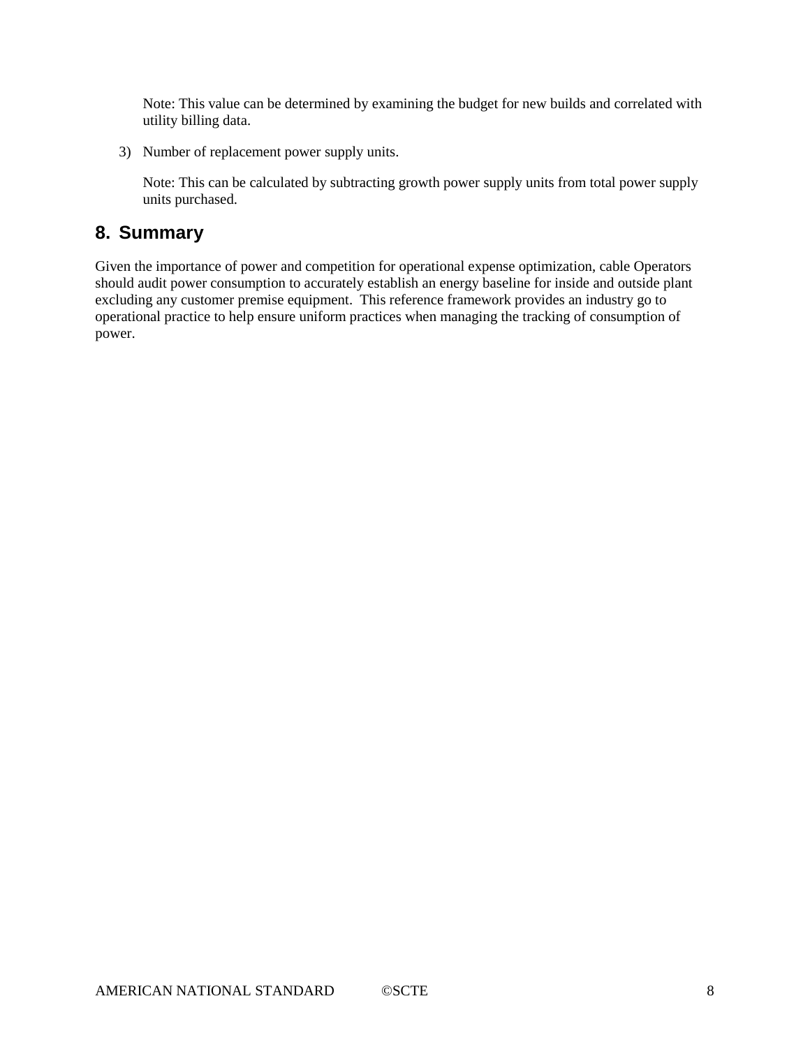Note: This value can be determined by examining the budget for new builds and correlated with utility billing data.

3) Number of replacement power supply units.

   Note: This can be calculated by subtracting growth power supply units from total power supply units purchased.

## 8. Summary

Given the importance of power and competition for operational expense optimization, cable Operators should audit power consumption to accurately establish an energy baseline for inside and outside plant excluding any customer premise equipment.  This reference framework provides an industry go to operational practice to help ensure uniform practices when managing the tracking of consumption of power.